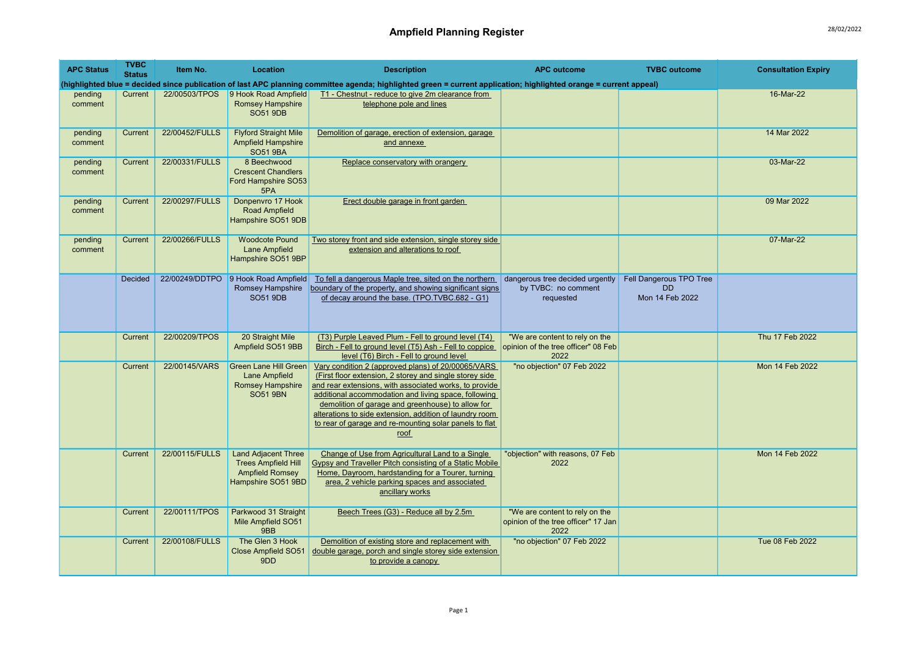# Ampfield Planning Register

28/02/2022

| APC Status | TVBC Status | Item No. | Location | Description | APC outcome | TVBC outcome | Consultation Expiry |
|---|---|---|---|---|---|---|---|
| (highlighted blue = decided since publication of last APC planning committee agenda; highlighted green = current application; highlighted orange = current appeal) | | | | | | | |
| pending comment | Current | 22/00503/TPOS | 9 Hook Road Ampfield Romsey Hampshire SO51 9DB | T1 - Chestnut - reduce to give 2m clearance from telephone pole and lines | | | 16-Mar-22 |
| pending comment | Current | 22/00452/FULLS | Flyford Straight Mile Ampfield Hampshire SO51 9BA | Demolition of garage, erection of extension, garage and annexe | | | 14 Mar 2022 |
| pending comment | Current | 22/00331/FULLS | 8 Beechwood Crescent Chandlers Ford Hampshire SO53 5PA | Replace conservatory with orangery | | | 03-Mar-22 |
| pending comment | Current | 22/00297/FULLS | Donpenvro 17 Hook Road Ampfield Hampshire SO51 9DB | Erect double garage in front garden | | | 09 Mar 2022 |
| pending comment | Current | 22/00266/FULLS | Woodcote Pound Lane Ampfield Hampshire SO51 9BP | Two storey front and side extension, single storey side extension and alterations to roof | | | 07-Mar-22 |
| | Decided | 22/00249/DDTPO | 9 Hook Road Ampfield Romsey Hampshire SO51 9DB | To fell a dangerous Maple tree, sited on the northern boundary of the property, and showing significant signs of decay around the base. (TPO.TVBC.682 - G1) | dangerous tree decided urgently by TVBC: no comment requested | Fell Dangerous TPO Tree DD Mon 14 Feb 2022 | |
| | Current | 22/00209/TPOS | 20 Straight Mile Ampfield SO51 9BB | (T3) Purple Leaved Plum - Fell to ground level (T4) Birch - Fell to ground level (T5) Ash - Fell to coppice level (T6) Birch - Fell to ground level | "We are content to rely on the opinion of the tree officer" 08 Feb 2022 | | Thu 17 Feb 2022 |
| | Current | 22/00145/VARS | Green Lane Hill Green Lane Ampfield Romsey Hampshire SO51 9BN | Vary condition 2 (approved plans) of 20/00065/VARS (First floor extension, 2 storey and single storey side and rear extensions, with associated works, to provide additional accommodation and living space, following demolition of garage and greenhouse) to allow for alterations to side extension, addition of laundry room to rear of garage and re-mounting solar panels to flat roof | "no objection" 07 Feb 2022 | | Mon 14 Feb 2022 |
| | Current | 22/00115/FULLS | Land Adjacent Three Trees Ampfield Hill Ampfield Romsey Hampshire SO51 9BD | Change of Use from Agricultural Land to a Single Gypsy and Traveller Pitch consisting of a Static Mobile Home, Dayroom, hardstanding for a Tourer, turning area, 2 vehicle parking spaces and associated ancillary works | "objection" with reasons, 07 Feb 2022 | | Mon 14 Feb 2022 |
| | Current | 22/00111/TPOS | Parkwood 31 Straight Mile Ampfield SO51 9BB | Beech Trees (G3) - Reduce all by 2.5m | "We are content to rely on the opinion of the tree officer" 17 Jan 2022 | | |
| | Current | 22/00108/FULLS | The Glen 3 Hook Close Ampfield SO51 9DD | Demolition of existing store and replacement with double garage, porch and single storey side extension to provide a canopy | "no objection" 07 Feb 2022 | | Tue 08 Feb 2022 |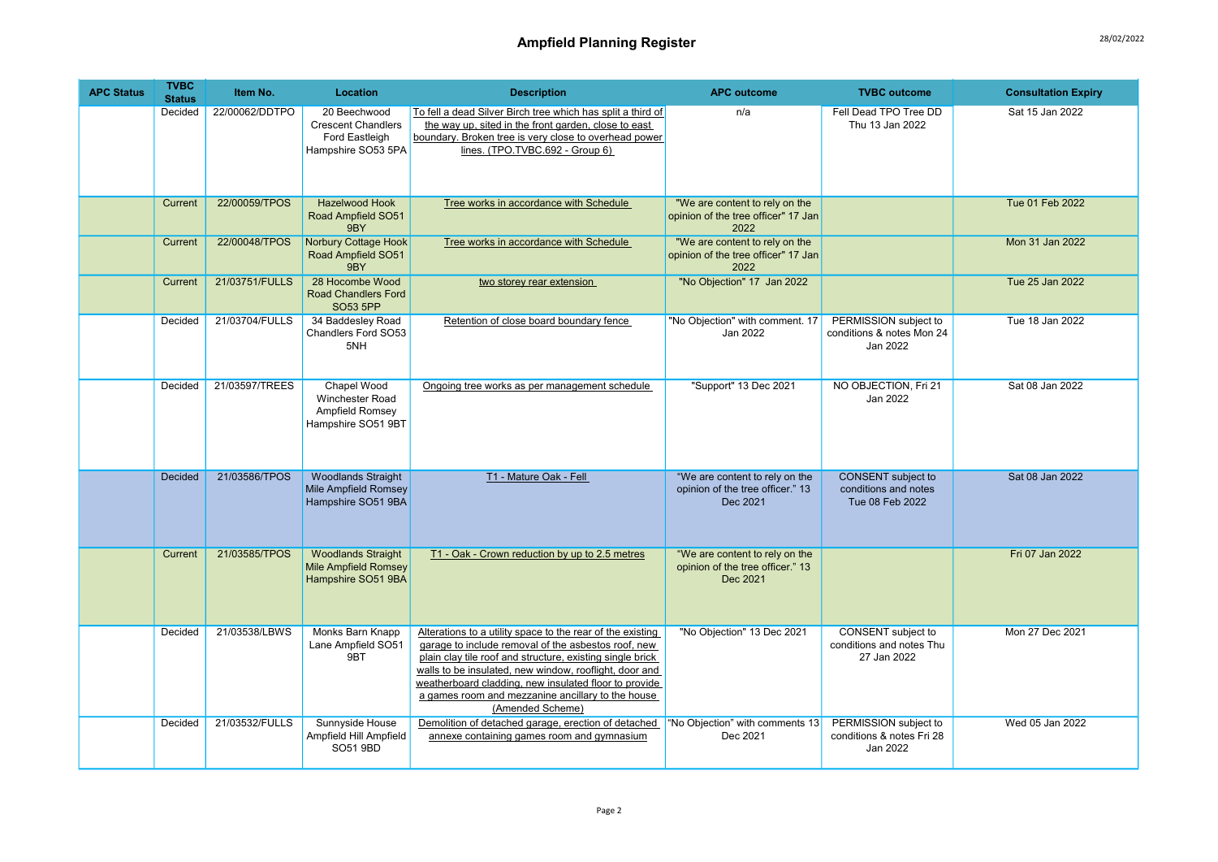# Ampfield Planning Register

28/02/2022

| APC Status | TVBC Status | Item No. | Location | Description | APC outcome | TVBC outcome | Consultation Expiry |
|---|---|---|---|---|---|---|---|
| | Decided | 22/00062/DDTPO | 20 Beechwood Crescent Chandlers Ford Eastleigh Hampshire SO53 5PA | To fell a dead Silver Birch tree which has split a third of the way up, sited in the front garden, close to east boundary. Broken tree is very close to overhead power lines. (TPO.TVBC.692 - Group 6) | n/a | Fell Dead TPO Tree DD Thu 13 Jan 2022 | Sat 15 Jan 2022 |
| | Current | 22/00059/TPOS | Hazelwood Hook Road Ampfield SO51 9BY | Tree works in accordance with Schedule | "We are content to rely on the opinion of the tree officer" 17 Jan 2022 | | Tue 01 Feb 2022 |
| | Current | 22/00048/TPOS | Norbury Cottage Hook Road Ampfield SO51 9BY | Tree works in accordance with Schedule | "We are content to rely on the opinion of the tree officer" 17 Jan 2022 | | Mon 31 Jan 2022 |
| | Current | 21/03751/FULLS | 28 Hocombe Wood Road Chandlers Ford SO53 5PP | two storey rear extension | "No Objection" 17 Jan 2022 | | Tue 25 Jan 2022 |
| | Decided | 21/03704/FULLS | 34 Baddesley Road Chandlers Ford SO53 5NH | Retention of close board boundary fence | "No Objection" with comment. 17 Jan 2022 | PERMISSION subject to conditions & notes Mon 24 Jan 2022 | Tue 18 Jan 2022 |
| | Decided | 21/03597/TREES | Chapel Wood Winchester Road Ampfield Romsey Hampshire SO51 9BT | Ongoing tree works as per management schedule | "Support" 13 Dec 2021 | NO OBJECTION, Fri 21 Jan 2022 | Sat 08 Jan 2022 |
| | Decided | 21/03586/TPOS | Woodlands Straight Mile Ampfield Romsey Hampshire SO51 9BA | T1 - Mature Oak - Fell | "We are content to rely on the opinion of the tree officer." 13 Dec 2021 | CONSENT subject to conditions and notes Tue 08 Feb 2022 | Sat 08 Jan 2022 |
| | Current | 21/03585/TPOS | Woodlands Straight Mile Ampfield Romsey Hampshire SO51 9BA | T1 - Oak - Crown reduction by up to 2.5 metres | "We are content to rely on the opinion of the tree officer." 13 Dec 2021 | | Fri 07 Jan 2022 |
| | Decided | 21/03538/LBWS | Monks Barn Knapp Lane Ampfield SO51 9BT | Alterations to a utility space to the rear of the existing garage to include removal of the asbestos roof, new plain clay tile roof and structure, existing single brick walls to be insulated, new window, rooflight, door and weatherboard cladding, new insulated floor to provide a games room and mezzanine ancillary to the house (Amended Scheme) | "No Objection" 13 Dec 2021 | CONSENT subject to conditions and notes Thu 27 Jan 2022 | Mon 27 Dec 2021 |
| | Decided | 21/03532/FULLS | Sunnyside House Ampfield Hill Ampfield SO51 9BD | Demolition of detached garage, erection of detached annexe containing games room and gymnasium | "No Objection" with comments 13 Dec 2021 | PERMISSION subject to conditions & notes Fri 28 Jan 2022 | Wed 05 Jan 2022 |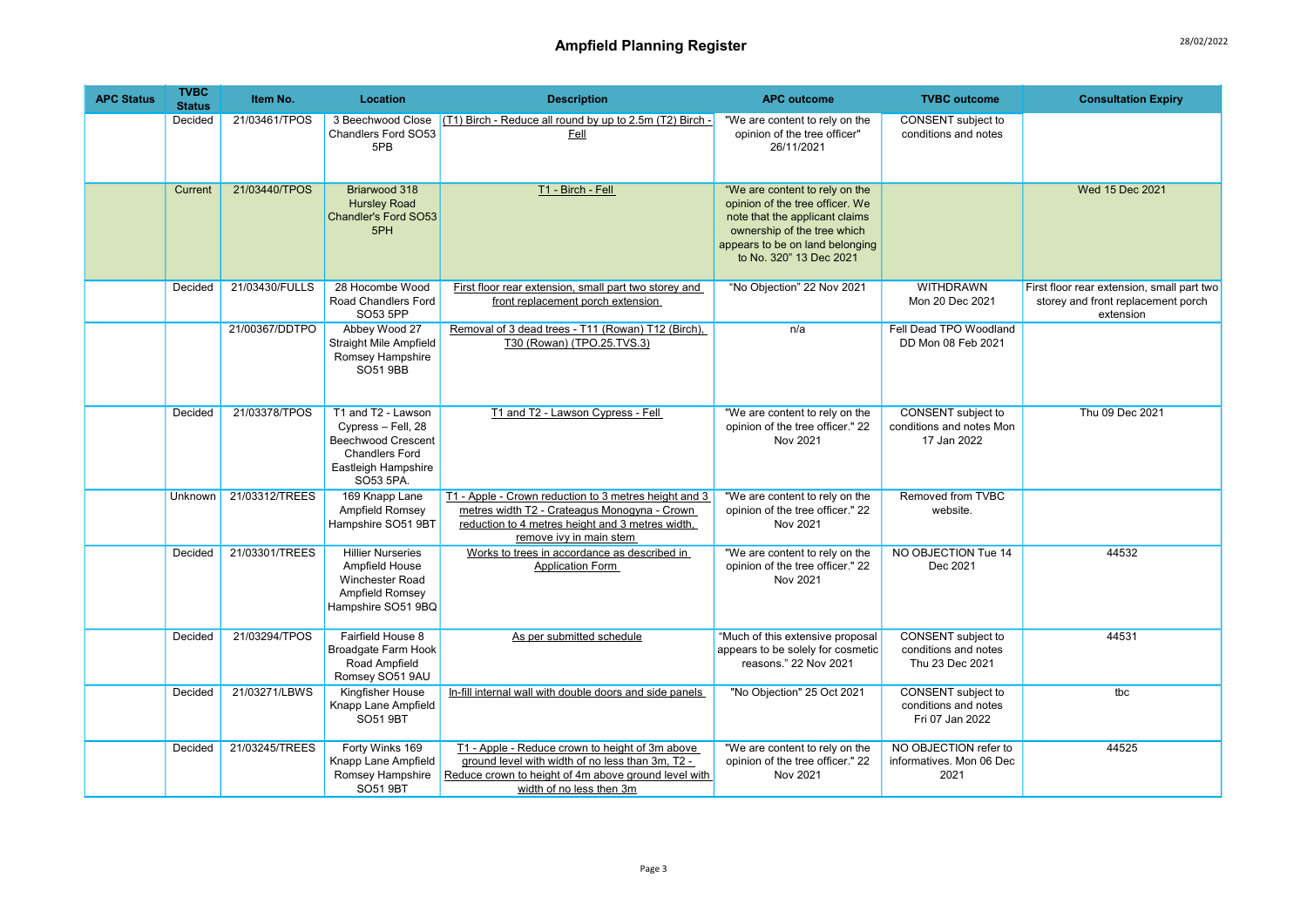## Ampfield Planning Register

28/02/2022

| APC Status | TVBC Status | Item No. | Location | Description | APC outcome | TVBC outcome | Consultation Expiry |
|---|---|---|---|---|---|---|---|
| | Decided | 21/03461/TPOS | 3 Beechwood Close Chandlers Ford SO53 5PB | (T1) Birch - Reduce all round by up to 2.5m (T2) Birch - Fell | "We are content to rely on the opinion of the tree officer" 26/11/2021 | CONSENT subject to conditions and notes | |
| | Current | 21/03440/TPOS | Briarwood 318 Hursley Road Chandler's Ford SO53 5PH | T1 - Birch - Fell | "We are content to rely on the opinion of the tree officer. We note that the applicant claims ownership of the tree which appears to be on land belonging to No. 320" 13 Dec 2021 | | Wed 15 Dec 2021 |
| | Decided | 21/03430/FULLS | 28 Hocombe Wood Road Chandlers Ford SO53 5PP | First floor rear extension, small part two storey and front replacement porch extension | "No Objection" 22 Nov 2021 | WITHDRAWN Mon 20 Dec 2021 | First floor rear extension, small part two storey and front replacement porch extension |
| | | 21/00367/DDTPO | Abbey Wood 27 Straight Mile Ampfield Romsey Hampshire SO51 9BB | Removal of 3 dead trees - T11 (Rowan) T12 (Birch), T30 (Rowan) (TPO.25.TVS.3) | n/a | Fell Dead TPO Woodland DD Mon 08 Feb 2021 | |
| | Decided | 21/03378/TPOS | T1 and T2 - Lawson Cypress – Fell, 28 Beechwood Crescent Chandlers Ford Eastleigh Hampshire SO53 5PA. | T1 and T2 - Lawson Cypress - Fell | "We are content to rely on the opinion of the tree officer." 22 Nov 2021 | CONSENT subject to conditions and notes Mon 17 Jan 2022 | Thu 09 Dec 2021 |
| | Unknown | 21/03312/TREES | 169 Knapp Lane Ampfield Romsey Hampshire SO51 9BT | T1 - Apple - Crown reduction to 3 metres height and 3 metres width T2 - Crateagus Monogyna - Crown reduction to 4 metres height and 3 metres width, remove ivy in main stem | "We are content to rely on the opinion of the tree officer." 22 Nov 2021 | Removed from TVBC website. | |
| | Decided | 21/03301/TREES | Hillier Nurseries Ampfield House Winchester Road Ampfield Romsey Hampshire SO51 9BQ | Works to trees in accordance as described in Application Form | "We are content to rely on the opinion of the tree officer." 22 Nov 2021 | NO OBJECTION Tue 14 Dec 2021 | 44532 |
| | Decided | 21/03294/TPOS | Fairfield House 8 Broadgate Farm Hook Road Ampfield Romsey SO51 9AU | As per submitted schedule | "Much of this extensive proposal appears to be solely for cosmetic reasons." 22 Nov 2021 | CONSENT subject to conditions and notes Thu 23 Dec 2021 | 44531 |
| | Decided | 21/03271/LBWS | Kingfisher House Knapp Lane Ampfield SO51 9BT | In-fill internal wall with double doors and side panels | "No Objection" 25 Oct 2021 | CONSENT subject to conditions and notes Fri 07 Jan 2022 | tbc |
| | Decided | 21/03245/TREES | Forty Winks 169 Knapp Lane Ampfield Romsey Hampshire SO51 9BT | T1 - Apple - Reduce crown to height of 3m above ground level with width of no less than 3m, T2 - Reduce crown to height of 4m above ground level with width of no less then 3m | "We are content to rely on the opinion of the tree officer." 22 Nov 2021 | NO OBJECTION refer to informatives. Mon 06 Dec 2021 | 44525 |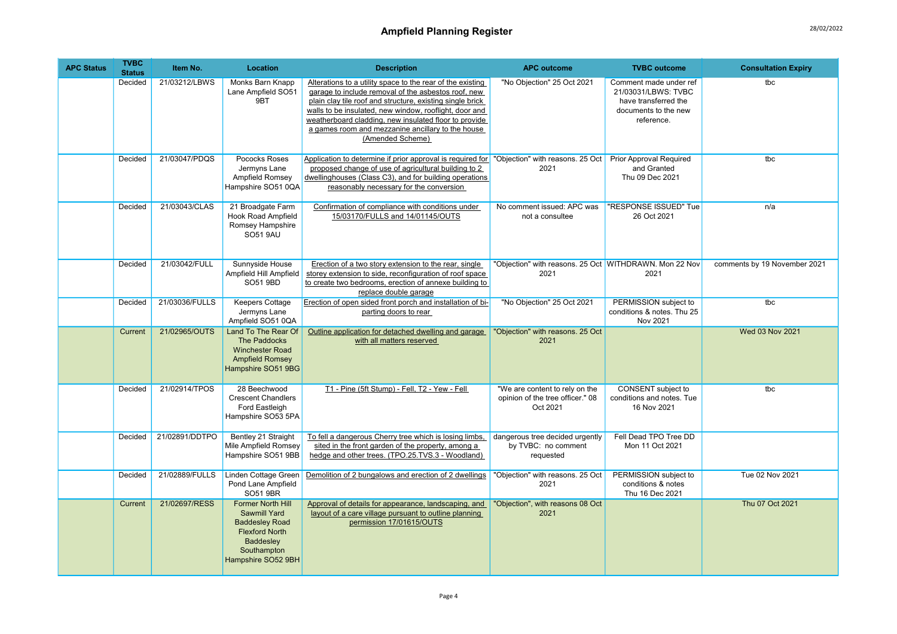## Ampfield Planning Register

28/02/2022

| APC Status | TVBC Status | Item No. | Location | Description | APC outcome | TVBC outcome | Consultation Expiry |
|---|---|---|---|---|---|---|---|
| | Decided | 21/03212/LBWS | Monks Barn Knapp Lane Ampfield SO51 9BT | Alterations to a utility space to the rear of the existing garage to include removal of the asbestos roof, new plain clay tile roof and structure, existing single brick walls to be insulated, new window, rooflight, door and weatherboard cladding, new insulated floor to provide a games room and mezzanine ancillary to the house (Amended Scheme) | "No Objection" 25 Oct 2021 | Comment made under ref 21/03031/LBWS: TVBC have transferred the documents to the new reference. | tbc |
| | Decided | 21/03047/PDQS | Pococks Roses Jermyns Lane Ampfield Romsey Hampshire SO51 0QA | Application to determine if prior approval is required for proposed change of use of agricultural building to 2 dwellinghouses (Class C3), and for building operations reasonably necessary for the conversion | "Objection" with reasons. 25 Oct 2021 | Prior Approval Required and Granted Thu 09 Dec 2021 | tbc |
| | Decided | 21/03043/CLAS | 21 Broadgate Farm Hook Road Ampfield Romsey Hampshire SO51 9AU | Confirmation of compliance with conditions under 15/03170/FULLS and 14/01145/OUTS | No comment issued: APC was not a consultee | "RESPONSE ISSUED" Tue 26 Oct 2021 | n/a |
| | Decided | 21/03042/FULL | Sunnyside House Ampfield Hill Ampfield SO51 9BD | Erection of a two story extension to the rear, single storey extension to side, reconfiguration of roof space to create two bedrooms, erection of annexe building to replace double garage | "Objection" with reasons. 25 Oct 2021 | WITHDRAWN. Mon 22 Nov 2021 | comments by 19 November 2021 |
| | Decided | 21/03036/FULLS | Keepers Cottage Jermyns Lane Ampfield SO51 0QA | Erection of open sided front porch and installation of bi-parting doors to rear | "No Objection" 25 Oct 2021 | PERMISSION subject to conditions & notes. Thu 25 Nov 2021 | tbc |
| | Current | 21/02965/OUTS | Land To The Rear Of The Paddocks Winchester Road Ampfield Romsey Hampshire SO51 9BG | Outline application for detached dwelling and garage with all matters reserved | "Objection" with reasons. 25 Oct 2021 | | Wed 03 Nov 2021 |
| | Decided | 21/02914/TPOS | 28 Beechwood Crescent Chandlers Ford Eastleigh Hampshire SO53 5PA | T1 - Pine (5ft Stump) - Fell, T2 - Yew - Fell | "We are content to rely on the opinion of the tree officer." 08 Oct 2021 | CONSENT subject to conditions and notes. Tue 16 Nov 2021 | tbc |
| | Decided | 21/02891/DDTPO | Bentley 21 Straight Mile Ampfield Romsey Hampshire SO51 9BB | To fell a dangerous Cherry tree which is losing limbs, sited in the front garden of the property, among a hedge and other trees. (TPO.25.TVS.3 - Woodland) | dangerous tree decided urgently by TVBC: no comment requested | Fell Dead TPO Tree DD Mon 11 Oct 2021 | |
| | Decided | 21/02889/FULLS | Linden Cottage Green Pond Lane Ampfield SO51 9BR | Demolition of 2 bungalows and erection of 2 dwellings | "Objection" with reasons. 25 Oct 2021 | PERMISSION subject to conditions & notes Thu 16 Dec 2021 | Tue 02 Nov 2021 |
| | Current | 21/02697/RESS | Former North Hill Sawmill Yard Baddesley Road Flexford North Baddesley Southampton Hampshire SO52 9BH | Approval of details for appearance, landscaping, and layout of a care village pursuant to outline planning permission 17/01615/OUTS | "Objection", with reasons 08 Oct 2021 | | Thu 07 Oct 2021 |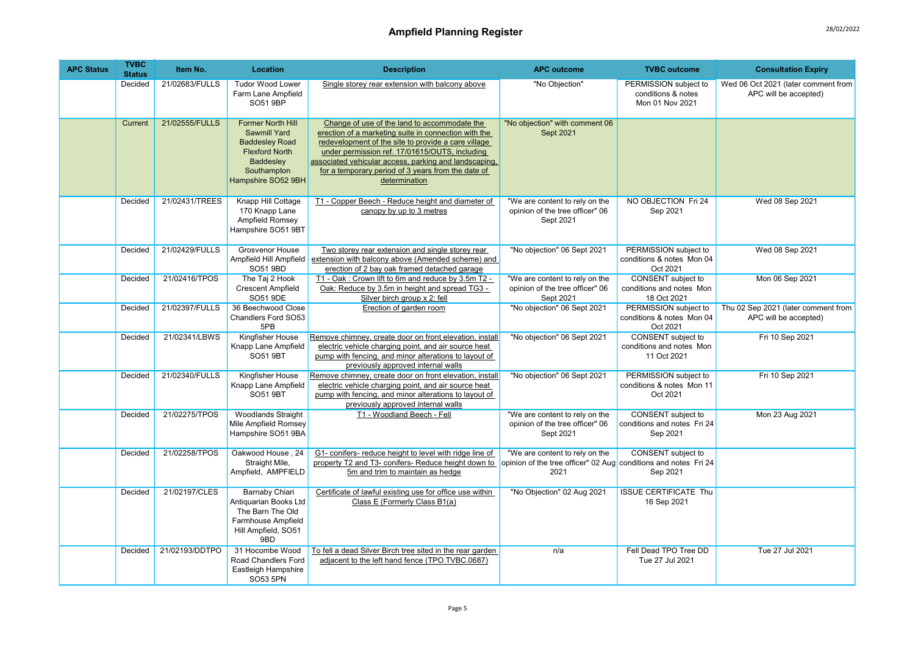# Ampfield Planning Register

| APC Status | TVBC Status | Item No. | Location | Description | APC outcome | TVBC outcome | Consultation Expiry |
|---|---|---|---|---|---|---|---|
| | Decided | 21/02683/FULLS | Tudor Wood Lower Farm Lane Ampfield SO51 9BP | Single storey rear extension with balcony above | "No Objection" | PERMISSION subject to conditions & notes Mon 01 Nov 2021 | Wed 06 Oct 2021 (later comment from APC will be accepted) |
| | Current | 21/02555/FULLS | Former North Hill Sawmill Yard Baddesley Road Flexford North Baddesley Southampton Hampshire SO52 9BH | Change of use of the land to accommodate the erection of a marketing suite in connection with the redevelopment of the site to provide a care village under permission ref. 17/01615/OUTS, including associated vehicular access, parking and landscaping, for a temporary period of 3 years from the date of determination | "No objection" with comment 06 Sept 2021 | | |
| | Decided | 21/02431/TREES | Knapp Hill Cottage 170 Knapp Lane Ampfield Romsey Hampshire SO51 9BT | T1 - Copper Beech - Reduce height and diameter of canopy by up to 3 metres | "We are content to rely on the opinion of the tree officer" 06 Sept 2021 | NO OBJECTION Fri 24 Sep 2021 | Wed 08 Sep 2021 |
| | Decided | 21/02429/FULLS | Grosvenor House Ampfield Hill Ampfield SO51 9BD | Two storey rear extension and single storey rear extension with balcony above (Amended scheme) and erection of 2 bay oak framed detached garage | "No objection" 06 Sept 2021 | PERMISSION subject to conditions & notes Mon 04 Oct 2021 | Wed 08 Sep 2021 |
| | Decided | 21/02416/TPOS | The Taj 2 Hook Crescent Ampfield SO51 9DE | T1 - Oak : Crown lift to 6m and reduce by 3.5m T2 - Oak: Reduce by 3.5m in height and spread TG3 - Silver birch group x 2: fell | "We are content to rely on the opinion of the tree officer" 06 Sept 2021 | CONSENT subject to conditions and notes Mon 18 Oct 2021 | Mon 06 Sep 2021 |
| | Decided | 21/02397/FULLS | 36 Beechwood Close Chandlers Ford SO53 5PB | Erection of garden room | "No objection" 06 Sept 2021 | PERMISSION subject to conditions & notes Mon 04 Oct 2021 | Thu 02 Sep 2021 (later comment from APC will be accepted) |
| | Decided | 21/02341/LBWS | Kingfisher House Knapp Lane Ampfield SO51 9BT | Remove chimney, create door on front elevation, install electric vehicle charging point, and air source heat pump with fencing, and minor alterations to layout of previously approved internal walls | "No objection" 06 Sept 2021 | CONSENT subject to conditions and notes Mon 11 Oct 2021 | Fri 10 Sep 2021 |
| | Decided | 21/02340/FULLS | Kingfisher House Knapp Lane Ampfield SO51 9BT | Remove chimney, create door on front elevation, install electric vehicle charging point, and air source heat pump with fencing, and minor alterations to layout of previously approved internal walls | "No objection" 06 Sept 2021 | PERMISSION subject to conditions & notes Mon 11 Oct 2021 | Fri 10 Sep 2021 |
| | Decided | 21/02275/TPOS | Woodlands Straight Mile Ampfield Romsey Hampshire SO51 9BA | T1 - Woodland Beech - Fell | "We are content to rely on the opinion of the tree officer" 06 Sept 2021 | CONSENT subject to conditions and notes Fri 24 Sep 2021 | Mon 23 Aug 2021 |
| | Decided | 21/02258/TPOS | Oakwood House , 24 Straight Mile, Ampfield, AMPFIELD | G1- conifers- reduce height to level with ridge line of property T2 and T3- conifers- Reduce height down to 5m and trim to maintain as hedge | "We are content to rely on the opinion of the tree officer" 02 Aug 2021 | CONSENT subject to conditions and notes Fri 24 Sep 2021 | |
| | Decided | 21/02197/CLES | Barnaby Chiari Antiquarian Books Ltd The Barn The Old Farmhouse Ampfield Hill Ampfield, SO51 9BD | Certificate of lawful existing use for office use within Class E (Formerly Class B1(a) | "No Objection" 02 Aug 2021 | ISSUE CERTIFICATE Thu 16 Sep 2021 | |
| | Decided | 21/02193/DDTPO | 31 Hocombe Wood Road Chandlers Ford Eastleigh Hampshire SO53 5PN | To fell a dead Silver Birch tree sited in the rear garden adjacent to the left hand fence (TPO.TVBC.0687) | n/a | Fell Dead TPO Tree DD Tue 27 Jul 2021 | Tue 27 Jul 2021 |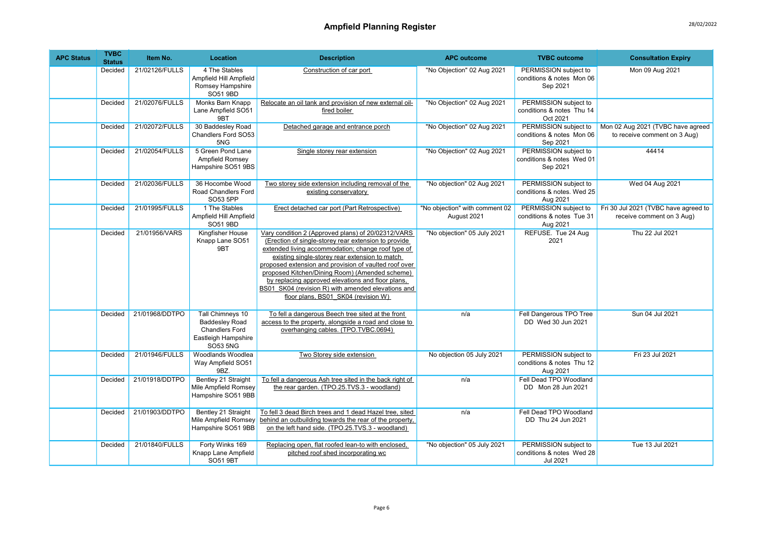# Ampfield Planning Register

| APC Status | TVBC Status | Item No. | Location | Description | APC outcome | TVBC outcome | Consultation Expiry |
|---|---|---|---|---|---|---|---|
| | Decided | 21/02126/FULLS | 4 The Stables Ampfield Hill Ampfield Romsey Hampshire SO51 9BD | Construction of car port | "No Objection" 02 Aug 2021 | PERMISSION subject to conditions & notes Mon 06 Sep 2021 | Mon 09 Aug 2021 |
| | Decided | 21/02076/FULLS | Monks Barn Knapp Lane Ampfield SO51 9BT | Relocate an oil tank and provision of new external oil-fired boiler | "No Objection" 02 Aug 2021 | PERMISSION subject to conditions & notes Thu 14 Oct 2021 | |
| | Decided | 21/02072/FULLS | 30 Baddesley Road Chandlers Ford SO53 5NG | Detached garage and entrance porch | "No Objection" 02 Aug 2021 | PERMISSION subject to conditions & notes Mon 06 Sep 2021 | Mon 02 Aug 2021 (TVBC have agreed to receive comment on 3 Aug) |
| | Decided | 21/02054/FULLS | 5 Green Pond Lane Ampfield Romsey Hampshire SO51 9BS | Single storey rear extension | "No Objection" 02 Aug 2021 | PERMISSION subject to conditions & notes Wed 01 Sep 2021 | 44414 |
| | Decided | 21/02036/FULLS | 36 Hocombe Wood Road Chandlers Ford SO53 5PP | Two storey side extension including removal of the existing conservatory | "No objection" 02 Aug 2021 | PERMISSION subject to conditions & notes. Wed 25 Aug 2021 | Wed 04 Aug 2021 |
| | Decided | 21/01995/FULLS | 1 The Stables Ampfield Hill Ampfield SO51 9BD | Erect detached car port (Part Retrospective) | "No objection" with comment 02 August 2021 | PERMISSION subject to conditions & notes Tue 31 Aug 2021 | Fri 30 Jul 2021 (TVBC have agreed to receive comment on 3 Aug) |
| | Decided | 21/01956/VARS | Kingfisher House Knapp Lane SO51 9BT | Vary condition 2 (Approved plans) of 20/02312/VARS (Erection of single-storey rear extension to provide extended living accommodation; change roof type of existing single-storey rear extension to match proposed extension and provision of vaulted roof over proposed Kitchen/Dining Room) (Amended scheme) by replacing approved elevations and floor plans, BS01_SK04 (revision R) with amended elevations and floor plans, BS01_SK04 (revision W) | "No objection" 05 July 2021 | REFUSE. Tue 24 Aug 2021 | Thu 22 Jul 2021 |
| | Decided | 21/01968/DDTPO | Tall Chimneys 10 Baddesley Road Chandlers Ford Eastleigh Hampshire SO53 5NG | To fell a dangerous Beech tree sited at the front access to the property, alongside a road and close to overhanging cables. (TPO.TVBC.0694) | n/a | Fell Dangerous TPO Tree DD Wed 30 Jun 2021 | Sun 04 Jul 2021 |
| | Decided | 21/01946/FULLS | Woodlands Woodlea Way Ampfield SO51 9BZ. | Two Storey side extension | No objection 05 July 2021 | PERMISSION subject to conditions & notes Thu 12 Aug 2021 | Fri 23 Jul 2021 |
| | Decided | 21/01918/DDTPO | Bentley 21 Straight Mile Ampfield Romsey Hampshire SO51 9BB | To fell a dangerous Ash tree sited in the back right of the rear garden. (TPO.25.TVS.3 - woodland) | n/a | Fell Dead TPO Woodland DD Mon 28 Jun 2021 | |
| | Decided | 21/01903/DDTPO | Bentley 21 Straight Mile Ampfield Romsey Hampshire SO51 9BB | To fell 3 dead Birch trees and 1 dead Hazel tree, sited behind an outbuilding towards the rear of the property, on the left hand side. (TPO.25.TVS.3 - woodland) | n/a | Fell Dead TPO Woodland DD Thu 24 Jun 2021 | |
| | Decided | 21/01840/FULLS | Forty Winks 169 Knapp Lane Ampfield SO51 9BT | Replacing open, flat roofed lean-to with enclosed, pitched roof shed incorporating wc | "No objection" 05 July 2021 | PERMISSION subject to conditions & notes Wed 28 Jul 2021 | Tue 13 Jul 2021 |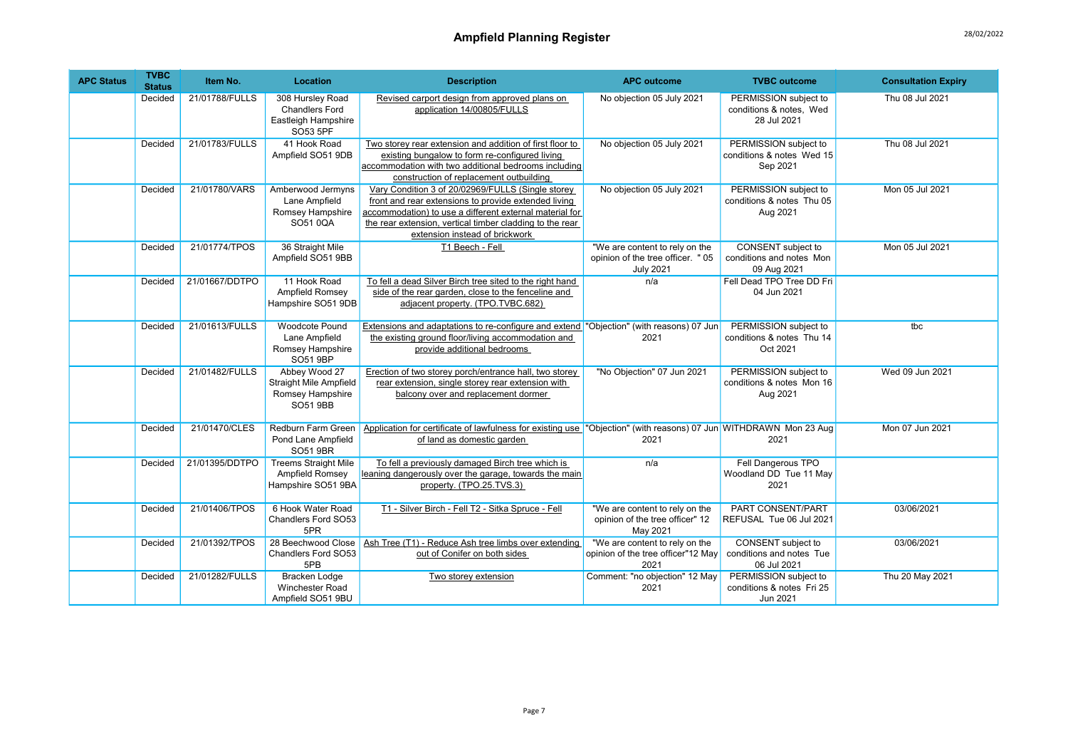# Ampfield Planning Register

28/02/2022

| APC Status | TVBC Status | Item No. | Location | Description | APC outcome | TVBC outcome | Consultation Expiry |
|---|---|---|---|---|---|---|---|
| | Decided | 21/01788/FULLS | 308 Hursley Road Chandlers Ford Eastleigh Hampshire SO53 5PF | Revised carport design from approved plans on application 14/00805/FULLS | No objection 05 July 2021 | PERMISSION subject to conditions & notes, Wed 28 Jul 2021 | Thu 08 Jul 2021 |
| | Decided | 21/01783/FULLS | 41 Hook Road Ampfield SO51 9DB | Two storey rear extension and addition of first floor to existing bungalow to form re-configured living accommodation with two additional bedrooms including construction of replacement outbuilding | No objection 05 July 2021 | PERMISSION subject to conditions & notes Wed 15 Sep 2021 | Thu 08 Jul 2021 |
| | Decided | 21/01780/VARS | Amberwood Jermyns Lane Ampfield Romsey Hampshire SO51 0QA | Vary Condition 3 of 20/02969/FULLS (Single storey front and rear extensions to provide extended living accommodation) to use a different external material for the rear extension, vertical timber cladding to the rear extension instead of brickwork | No objection 05 July 2021 | PERMISSION subject to conditions & notes Thu 05 Aug 2021 | Mon 05 Jul 2021 |
| | Decided | 21/01774/TPOS | 36 Straight Mile Ampfield SO51 9BB | T1 Beech - Fell | "We are content to rely on the opinion of the tree officer. " 05 July 2021 | CONSENT subject to conditions and notes Mon 09 Aug 2021 | Mon 05 Jul 2021 |
| | Decided | 21/01667/DDTPO | 11 Hook Road Ampfield Romsey Hampshire SO51 9DB | To fell a dead Silver Birch tree sited to the right hand side of the rear garden, close to the fenceline and adjacent property. (TPO.TVBC.682) | n/a | Fell Dead TPO Tree DD Fri 04 Jun 2021 | |
| | Decided | 21/01613/FULLS | Woodcote Pound Lane Ampfield Romsey Hampshire SO51 9BP | Extensions and adaptations to re-configure and extend the existing ground floor/living accommodation and provide additional bedrooms | "Objection" (with reasons) 07 Jun 2021 | PERMISSION subject to conditions & notes Thu 14 Oct 2021 | tbc |
| | Decided | 21/01482/FULLS | Abbey Wood 27 Straight Mile Ampfield Romsey Hampshire SO51 9BB | Erection of two storey porch/entrance hall, two storey rear extension, single storey rear extension with balcony over and replacement dormer | "No Objection" 07 Jun 2021 | PERMISSION subject to conditions & notes Mon 16 Aug 2021 | Wed 09 Jun 2021 |
| | Decided | 21/01470/CLES | Redburn Farm Green Pond Lane Ampfield SO51 9BR | Application for certificate of lawfulness for existing use of land as domestic garden | "Objection" (with reasons) 07 Jun 2021 | WITHDRAWN Mon 23 Aug 2021 | Mon 07 Jun 2021 |
| | Decided | 21/01395/DDTPO | Treems Straight Mile Ampfield Romsey Hampshire SO51 9BA | To fell a previously damaged Birch tree which is leaning dangerously over the garage, towards the main property. (TPO.25.TVS.3) | n/a | Fell Dangerous TPO Woodland DD Tue 11 May 2021 | |
| | Decided | 21/01406/TPOS | 6 Hook Water Road Chandlers Ford SO53 5PR | T1 - Silver Birch - Fell T2 - Sitka Spruce - Fell | "We are content to rely on the opinion of the tree officer" 12 May 2021 | PART CONSENT/PART REFUSAL Tue 06 Jul 2021 | 03/06/2021 |
| | Decided | 21/01392/TPOS | 28 Beechwood Close Chandlers Ford SO53 5PB | Ash Tree (T1) - Reduce Ash tree limbs over extending out of Conifer on both sides | "We are content to rely on the opinion of the tree officer"12 May 2021 | CONSENT subject to conditions and notes Tue 06 Jul 2021 | 03/06/2021 |
| | Decided | 21/01282/FULLS | Bracken Lodge Winchester Road Ampfield SO51 9BU | Two storey extension | Comment: "no objection" 12 May 2021 | PERMISSION subject to conditions & notes Fri 25 Jun 2021 | Thu 20 May 2021 |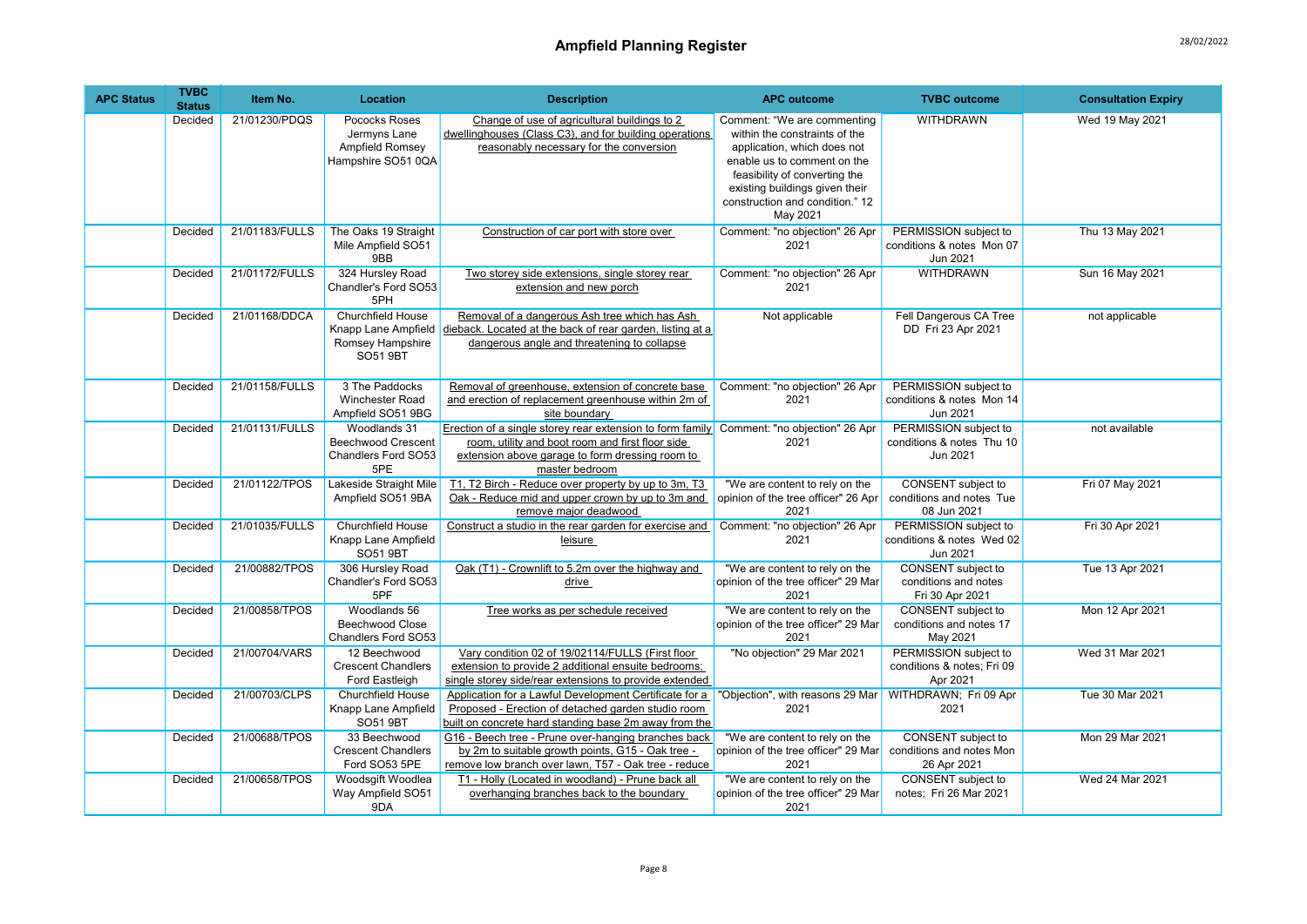# Ampfield Planning Register

28/02/2022

| APC Status | TVBC Status | Item No. | Location | Description | APC outcome | TVBC outcome | Consultation Expiry |
|---|---|---|---|---|---|---|---|
| | Decided | 21/01230/PDQS | Pococks Roses Jermyns Lane Ampfield Romsey Hampshire SO51 0QA | Change of use of agricultural buildings to 2 dwellinghouses (Class C3), and for building operations reasonably necessary for the conversion | Comment: "We are commenting within the constraints of the application, which does not enable us to comment on the feasibility of converting the existing buildings given their construction and condition." 12 May 2021 | WITHDRAWN | Wed 19 May 2021 |
| | Decided | 21/01183/FULLS | The Oaks 19 Straight Mile Ampfield SO51 9BB | Construction of car port with store over | Comment: "no objection" 26 Apr 2021 | PERMISSION subject to conditions & notes Mon 07 Jun 2021 | Thu 13 May 2021 |
| | Decided | 21/01172/FULLS | 324 Hursley Road Chandler's Ford SO53 5PH | Two storey side extensions, single storey rear extension and new porch | Comment: "no objection" 26 Apr 2021 | WITHDRAWN | Sun 16 May 2021 |
| | Decided | 21/01168/DDCA | Churchfield House Knapp Lane Ampfield Romsey Hampshire SO51 9BT | Removal of a dangerous Ash tree which has Ash dieback. Located at the back of rear garden, listing at a dangerous angle and threatening to collapse | Not applicable | Fell Dangerous CA Tree DD Fri 23 Apr 2021 | not applicable |
| | Decided | 21/01158/FULLS | 3 The Paddocks Winchester Road Ampfield SO51 9BG | Removal of greenhouse, extension of concrete base and erection of replacement greenhouse within 2m of site boundary | Comment: "no objection" 26 Apr 2021 | PERMISSION subject to conditions & notes Mon 14 Jun 2021 | |
| | Decided | 21/01131/FULLS | Woodlands 31 Beechwood Crescent Chandlers Ford SO53 5PE | Erection of a single storey rear extension to form family room, utility and boot room and first floor side extension above garage to form dressing room to master bedroom | Comment: "no objection" 26 Apr 2021 | PERMISSION subject to conditions & notes Thu 10 Jun 2021 | not available |
| | Decided | 21/01122/TPOS | Lakeside Straight Mile Ampfield SO51 9BA | T1, T2 Birch - Reduce over property by up to 3m, T3 Oak - Reduce mid and upper crown by up to 3m and remove major deadwood | "We are content to rely on the opinion of the tree officer" 26 Apr 2021 | CONSENT subject to conditions and notes Tue 08 Jun 2021 | Fri 07 May 2021 |
| | Decided | 21/01035/FULLS | Churchfield House Knapp Lane Ampfield SO51 9BT | Construct a studio in the rear garden for exercise and leisure | Comment: "no objection" 26 Apr 2021 | PERMISSION subject to conditions & notes Wed 02 Jun 2021 | Fri 30 Apr 2021 |
| | Decided | 21/00882/TPOS | 306 Hursley Road Chandler's Ford SO53 5PF | Oak (T1) - Crownlift to 5.2m over the highway and drive | "We are content to rely on the opinion of the tree officer" 29 Mar 2021 | CONSENT subject to conditions and notes Fri 30 Apr 2021 | Tue 13 Apr 2021 |
| | Decided | 21/00858/TPOS | Woodlands 56 Beechwood Close Chandlers Ford SO53 | Tree works as per schedule received | "We are content to rely on the opinion of the tree officer" 29 Mar 2021 | CONSENT subject to conditions and notes 17 May 2021 | Mon 12 Apr 2021 |
| | Decided | 21/00704/VARS | 12 Beechwood Crescent Chandlers Ford Eastleigh | Vary condition 02 of 19/02114/FULLS (First floor extension to provide 2 additional ensuite bedrooms; single storey side/rear extensions to provide extended | "No objection" 29 Mar 2021 | PERMISSION subject to conditions & notes; Fri 09 Apr 2021 | Wed 31 Mar 2021 |
| | Decided | 21/00703/CLPS | Churchfield House Knapp Lane Ampfield SO51 9BT | Application for a Lawful Development Certificate for a Proposed - Erection of detached garden studio room built on concrete hard standing base 2m away from the | "Objection", with reasons 29 Mar 2021 | WITHDRAWN; Fri 09 Apr 2021 | Tue 30 Mar 2021 |
| | Decided | 21/00688/TPOS | 33 Beechwood Crescent Chandlers Ford SO53 5PE | G16 - Beech tree - Prune over-hanging branches back by 2m to suitable growth points, G15 - Oak tree - remove low branch over lawn, T57 - Oak tree - reduce | "We are content to rely on the opinion of the tree officer" 29 Mar 2021 | CONSENT subject to conditions and notes Mon 26 Apr 2021 | Mon 29 Mar 2021 |
| | Decided | 21/00658/TPOS | Woodsgift Woodlea Way Ampfield SO51 9DA | T1 - Holly (Located in woodland) - Prune back all overhanging branches back to the boundary | "We are content to rely on the opinion of the tree officer" 29 Mar 2021 | CONSENT subject to notes; Fri 26 Mar 2021 | Wed 24 Mar 2021 |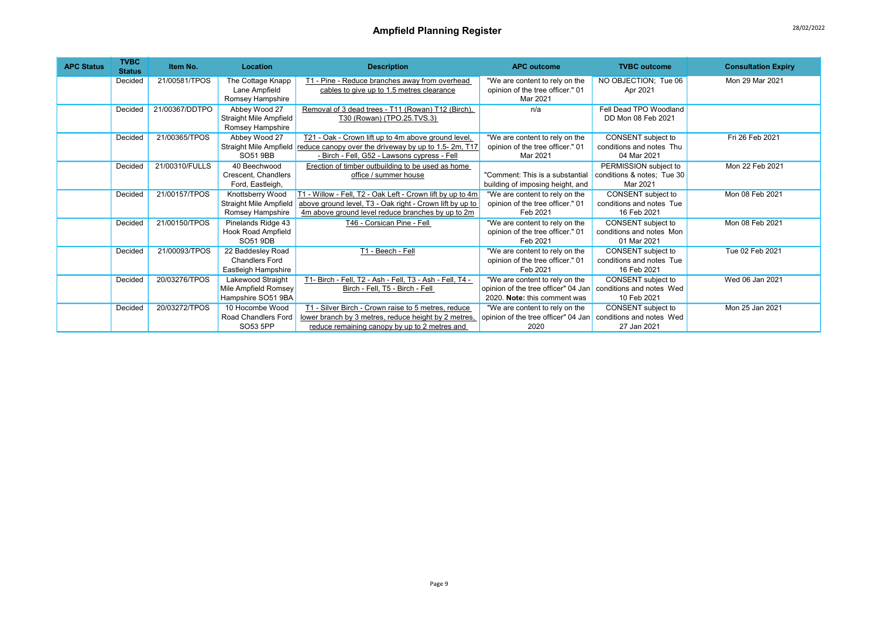# Ampfield Planning Register

| APC Status | TVBC Status | Item No. | Location | Description | APC outcome | TVBC outcome | Consultation Expiry |
|---|---|---|---|---|---|---|---|
| | Decided | 21/00581/TPOS | The Cottage Knapp Lane Ampfield Romsey Hampshire | T1 - Pine - Reduce branches away from overhead cables to give up to 1.5 metres clearance | "We are content to rely on the opinion of the tree officer." 01 Mar 2021 | NO OBJECTION; Tue 06 Apr 2021 | Mon 29 Mar 2021 |
| | Decided | 21/00367/DDTPO | Abbey Wood 27 Straight Mile Ampfield Romsey Hampshire | Removal of 3 dead trees - T11 (Rowan) T12 (Birch), T30 (Rowan) (TPO.25.TVS.3) | n/a | Fell Dead TPO Woodland DD Mon 08 Feb 2021 | |
| | Decided | 21/00365/TPOS | Abbey Wood 27 Straight Mile Ampfield SO51 9BB | T21 - Oak - Crown lift up to 4m above ground level, reduce canopy over the driveway by up to 1.5- 2m, T17 - Birch - Fell, G52 - Lawsons cypress - Fell | "We are content to rely on the opinion of the tree officer." 01 Mar 2021 | CONSENT subject to conditions and notes Thu 04 Mar 2021 | Fri 26 Feb 2021 |
| | Decided | 21/00310/FULLS | 40 Beechwood Crescent, Chandlers Ford, Eastleigh, | Erection of timber outbuilding to be used as home office / summer house | "Comment: This is a substantial building of imposing height, and | PERMISSION subject to conditions & notes; Tue 30 Mar 2021 | Mon 22 Feb 2021 |
| | Decided | 21/00157/TPOS | Knottsberry Wood Straight Mile Ampfield Romsey Hampshire | T1 - Willow - Fell, T2 - Oak Left - Crown lift by up to 4m above ground level, T3 - Oak right - Crown lift by up to 4m above ground level reduce branches by up to 2m | "We are content to rely on the opinion of the tree officer." 01 Feb 2021 | CONSENT subject to conditions and notes Tue 16 Feb 2021 | Mon 08 Feb 2021 |
| | Decided | 21/00150/TPOS | Pinelands Ridge 43 Hook Road Ampfield SO51 9DB | T46 - Corsican Pine - Fell | "We are content to rely on the opinion of the tree officer." 01 Feb 2021 | CONSENT subject to conditions and notes Mon 01 Mar 2021 | Mon 08 Feb 2021 |
| | Decided | 21/00093/TPOS | 22 Baddesley Road Chandlers Ford Eastleigh Hampshire | T1 - Beech - Fell | "We are content to rely on the opinion of the tree officer." 01 Feb 2021 | CONSENT subject to conditions and notes Tue 16 Feb 2021 | Tue 02 Feb 2021 |
| | Decided | 20/03276/TPOS | Lakewood Straight Mile Ampfield Romsey Hampshire SO51 9BA | T1- Birch - Fell, T2 - Ash - Fell, T3 - Ash - Fell, T4 - Birch - Fell, T5 - Birch - Fell | "We are content to rely on the opinion of the tree officer" 04 Jan 2020. **Note:** this comment was | CONSENT subject to conditions and notes Wed 10 Feb 2021 | Wed 06 Jan 2021 |
| | Decided | 20/03272/TPOS | 10 Hocombe Wood Road Chandlers Ford SO53 5PP | T1 - Silver Birch - Crown raise to 5 metres, reduce lower branch by 3 metres, reduce height by 2 metres, reduce remaining canopy by up to 2 metres and | "We are content to rely on the opinion of the tree officer" 04 Jan 2020 | CONSENT subject to conditions and notes Wed 27 Jan 2021 | Mon 25 Jan 2021 |